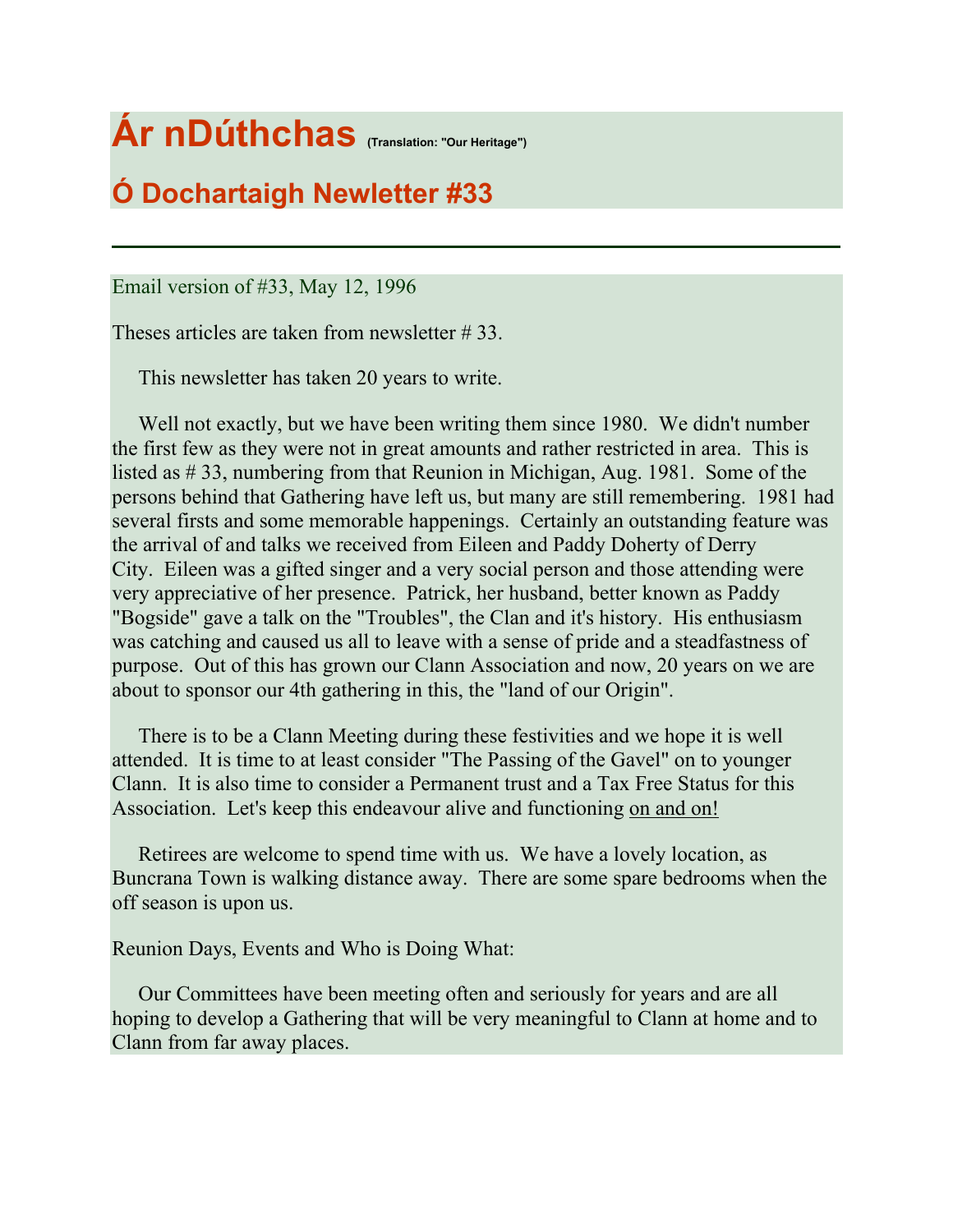# Ár nDúthchas (Translation: "Our Heritage")

## Ó Dochartaigh Newletter #33

---

Email version of #33, May 12, 1996

Theses articles are taken from newsletter # 33.

This newsletter has taken 20 years to write.

Well not exactly, but we have been writing them since 1980. We didn't number the first few as they were not in great amounts and rather restricted in area. This is listed as # 33, numbering from that Reunion in Michigan, Aug. 1981. Some of the persons behind that Gathering have left us, but many are still remembering. 1981 had several firsts and some memorable happenings. Certainly an outstanding feature was the arrival of and talks we received from Eileen and Paddy Doherty of Derry City. Eileen was a gifted singer and a very social person and those attending were very appreciative of her presence. Patrick, her husband, better known as Paddy "Bogside" gave a talk on the "Troubles", the Clan and it's history. His enthusiasm was catching and caused us all to leave with a sense of pride and a steadfastness of purpose. Out of this has grown our Clann Association and now, 20 years on we are about to sponsor our 4th gathering in this, the "land of our Origin".

There is to be a Clann Meeting during these festivities and we hope it is well attended. It is time to at least consider "The Passing of the Gavel" on to younger Clann. It is also time to consider a Permanent trust and a Tax Free Status for this Association. Let's keep this endeavour alive and functioning <u>on and on!</u>

Retirees are welcome to spend time with us. We have a lovely location, as Buncrana Town is walking distance away. There are some spare bedrooms when the off season is upon us.

Reunion Days, Events and Who is Doing What:

Our Committees have been meeting often and seriously for years and are all hoping to develop a Gathering that will be very meaningful to Clann at home and to Clann from far away places.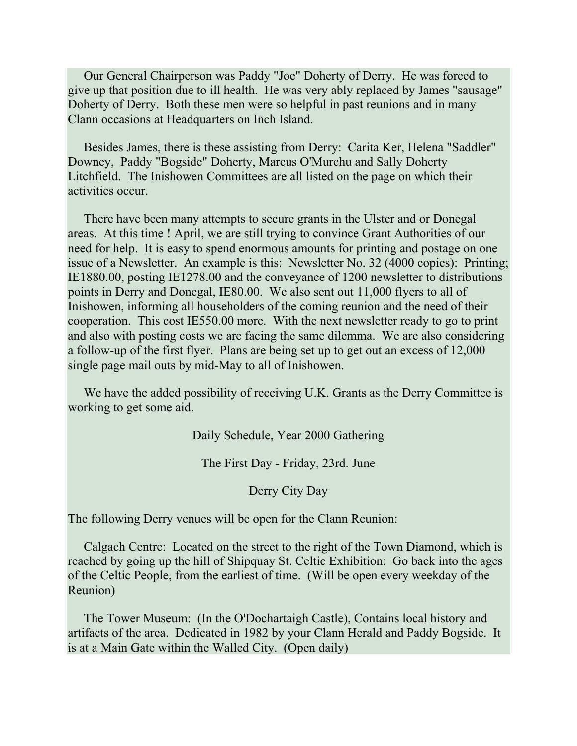Our General Chairperson was Paddy "Joe" Doherty of Derry. He was forced to give up that position due to ill health. He was very ably replaced by James "sausage" Doherty of Derry. Both these men were so helpful in past reunions and in many Clann occasions at Headquarters on Inch Island.

Besides James, there is these assisting from Derry: Carita Ker, Helena "Saddler" Downey, Paddy "Bogside" Doherty, Marcus O'Murchu and Sally Doherty Litchfield. The Inishowen Committees are all listed on the page on which their activities occur.

There have been many attempts to secure grants in the Ulster and or Donegal areas. At this time ! April, we are still trying to convince Grant Authorities of our need for help. It is easy to spend enormous amounts for printing and postage on one issue of a Newsletter. An example is this: Newsletter No. 32 (4000 copies): Printing; IE1880.00, posting IE1278.00 and the conveyance of 1200 newsletter to distributions points in Derry and Donegal, IE80.00. We also sent out 11,000 flyers to all of Inishowen, informing all householders of the coming reunion and the need of their cooperation. This cost IE550.00 more. With the next newsletter ready to go to print and also with posting costs we are facing the same dilemma. We are also considering a follow-up of the first flyer. Plans are being set up to get out an excess of 12,000 single page mail outs by mid-May to all of Inishowen.

We have the added possibility of receiving U.K. Grants as the Derry Committee is working to get some aid.

Daily Schedule, Year 2000 Gathering

The First Day - Friday, 23rd. June

Derry City Day

The following Derry venues will be open for the Clann Reunion:

Calgach Centre: Located on the street to the right of the Town Diamond, which is reached by going up the hill of Shipquay St. Celtic Exhibition: Go back into the ages of the Celtic People, from the earliest of time. (Will be open every weekday of the Reunion)

The Tower Museum: (In the O'Dochartaigh Castle), Contains local history and artifacts of the area. Dedicated in 1982 by your Clann Herald and Paddy Bogside. It is at a Main Gate within the Walled City. (Open daily)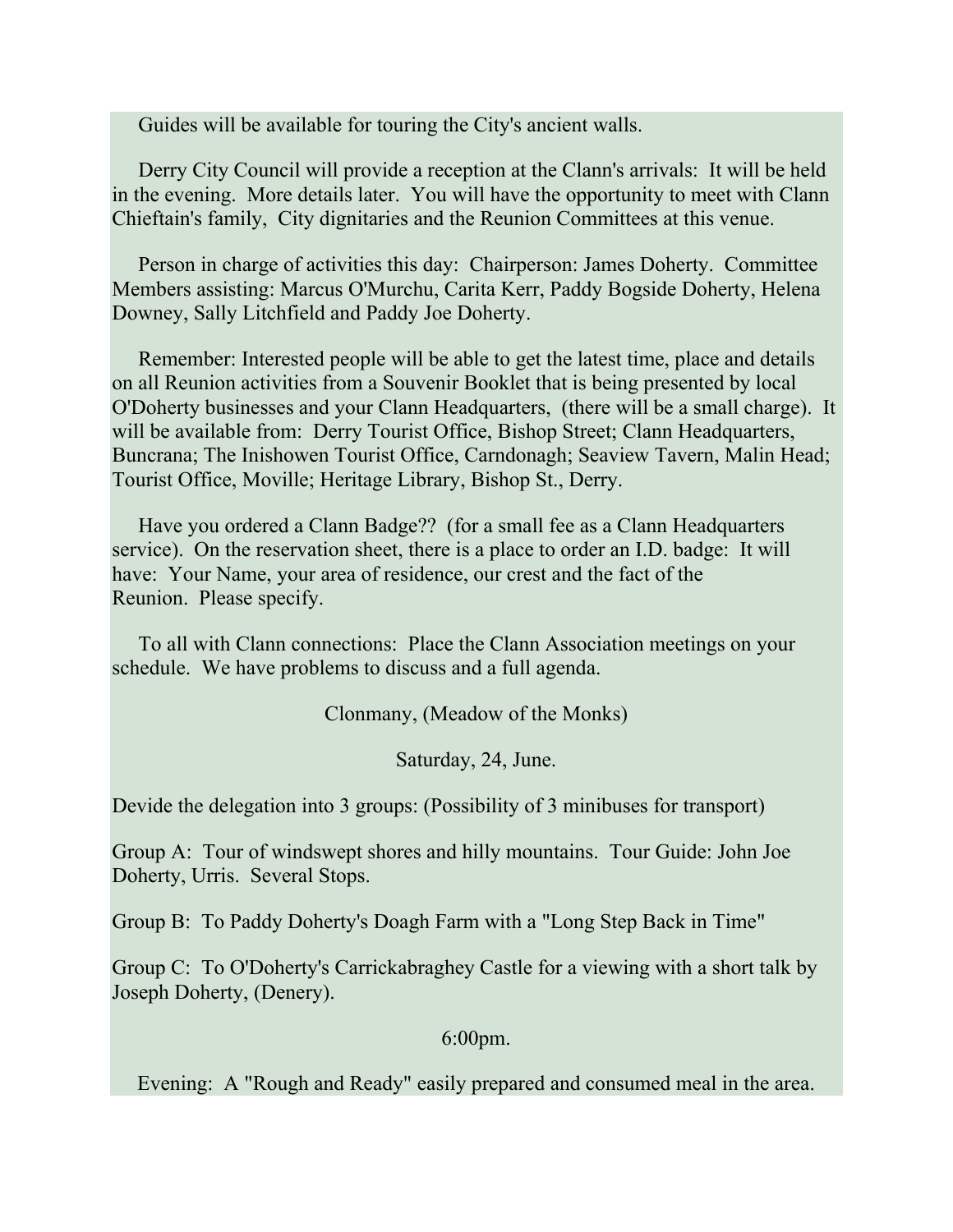Guides will be available for touring the City's ancient walls.

Derry City Council will provide a reception at the Clann's arrivals: It will be held in the evening. More details later. You will have the opportunity to meet with Clann Chieftain's family, City dignitaries and the Reunion Committees at this venue.

Person in charge of activities this day: Chairperson: James Doherty. Committee Members assisting: Marcus O'Murchu, Carita Kerr, Paddy Bogside Doherty, Helena Downey, Sally Litchfield and Paddy Joe Doherty.

Remember: Interested people will be able to get the latest time, place and details on all Reunion activities from a Souvenir Booklet that is being presented by local O'Doherty businesses and your Clann Headquarters, (there will be a small charge). It will be available from: Derry Tourist Office, Bishop Street; Clann Headquarters, Buncrana; The Inishowen Tourist Office, Carndonagh; Seaview Tavern, Malin Head; Tourist Office, Moville; Heritage Library, Bishop St., Derry.

Have you ordered a Clann Badge?? (for a small fee as a Clann Headquarters service). On the reservation sheet, there is a place to order an I.D. badge: It will have: Your Name, your area of residence, our crest and the fact of the Reunion. Please specify.

To all with Clann connections: Place the Clann Association meetings on your schedule. We have problems to discuss and a full agenda.

Clonmany, (Meadow of the Monks)

Saturday, 24, June.

Devide the delegation into 3 groups: (Possibility of 3 minibuses for transport)

Group A: Tour of windswept shores and hilly mountains. Tour Guide: John Joe Doherty, Urris. Several Stops.

Group B: To Paddy Doherty's Doagh Farm with a "Long Step Back in Time"

Group C: To O'Doherty's Carrickabraghey Castle for a viewing with a short talk by Joseph Doherty, (Denery).

6:00pm.

Evening: A "Rough and Ready" easily prepared and consumed meal in the area.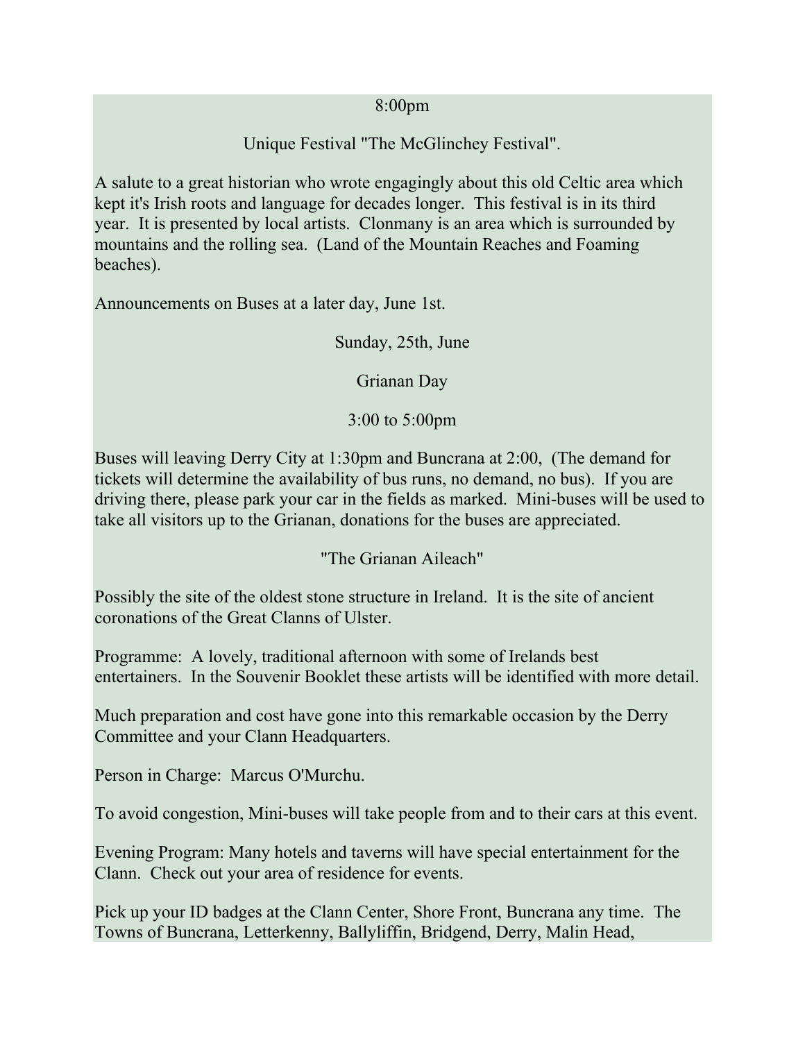8:00pm

Unique Festival "The McGlinchey Festival".

A salute to a great historian who wrote engagingly about this old Celtic area which kept it's Irish roots and language for decades longer. This festival is in its third year. It is presented by local artists. Clonmany is an area which is surrounded by mountains and the rolling sea. (Land of the Mountain Reaches and Foaming beaches).

Announcements on Buses at a later day, June 1st.

Sunday, 25th, June

Grianan Day

3:00 to 5:00pm

Buses will leaving Derry City at 1:30pm and Buncrana at 2:00, (The demand for tickets will determine the availability of bus runs, no demand, no bus). If you are driving there, please park your car in the fields as marked. Mini-buses will be used to take all visitors up to the Grianan, donations for the buses are appreciated.

"The Grianan Aileach"

Possibly the site of the oldest stone structure in Ireland. It is the site of ancient coronations of the Great Clanns of Ulster.

Programme: A lovely, traditional afternoon with some of Irelands best entertainers. In the Souvenir Booklet these artists will be identified with more detail.

Much preparation and cost have gone into this remarkable occasion by the Derry Committee and your Clann Headquarters.

Person in Charge: Marcus O'Murchu.

To avoid congestion, Mini-buses will take people from and to their cars at this event.

Evening Program: Many hotels and taverns will have special entertainment for the Clann. Check out your area of residence for events.

Pick up your ID badges at the Clann Center, Shore Front, Buncrana any time. The Towns of Buncrana, Letterkenny, Ballyliffin, Bridgend, Derry, Malin Head,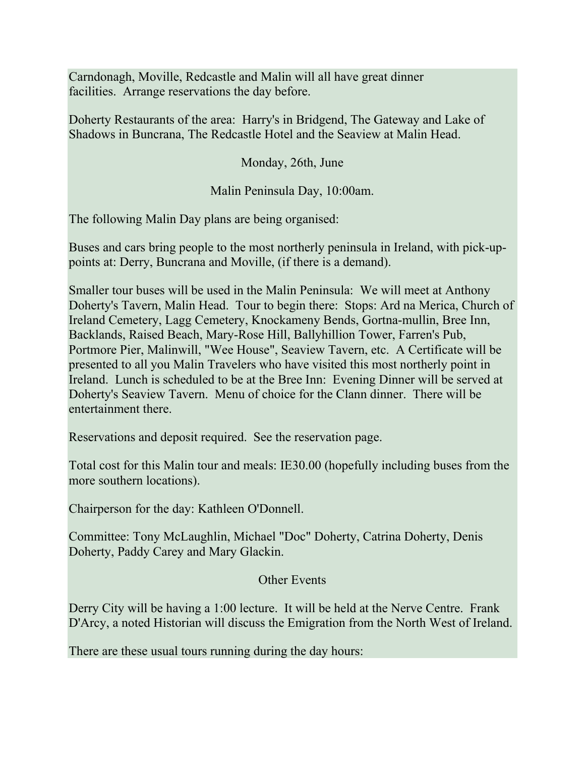Carndonagh, Moville, Redcastle and Malin will all have great dinner facilities. Arrange reservations the day before.

Doherty Restaurants of the area: Harry's in Bridgend, The Gateway and Lake of Shadows in Buncrana, The Redcastle Hotel and the Seaview at Malin Head.

Monday, 26th, June

Malin Peninsula Day, 10:00am.

The following Malin Day plans are being organised:

Buses and cars bring people to the most northerly peninsula in Ireland, with pick-up-points at: Derry, Buncrana and Moville, (if there is a demand).

Smaller tour buses will be used in the Malin Peninsula: We will meet at Anthony Doherty's Tavern, Malin Head. Tour to begin there: Stops: Ard na Merica, Church of Ireland Cemetery, Lagg Cemetery, Knockameny Bends, Gortna-mullin, Bree Inn, Backlands, Raised Beach, Mary-Rose Hill, Ballyhillion Tower, Farren's Pub, Portmore Pier, Malinwill, "Wee House", Seaview Tavern, etc. A Certificate will be presented to all you Malin Travelers who have visited this most northerly point in Ireland. Lunch is scheduled to be at the Bree Inn: Evening Dinner will be served at Doherty's Seaview Tavern. Menu of choice for the Clann dinner. There will be entertainment there.

Reservations and deposit required. See the reservation page.

Total cost for this Malin tour and meals: IE30.00 (hopefully including buses from the more southern locations).

Chairperson for the day: Kathleen O'Donnell.

Committee: Tony McLaughlin, Michael "Doc" Doherty, Catrina Doherty, Denis Doherty, Paddy Carey and Mary Glackin.

Other Events

Derry City will be having a 1:00 lecture. It will be held at the Nerve Centre. Frank D'Arcy, a noted Historian will discuss the Emigration from the North West of Ireland.

There are these usual tours running during the day hours: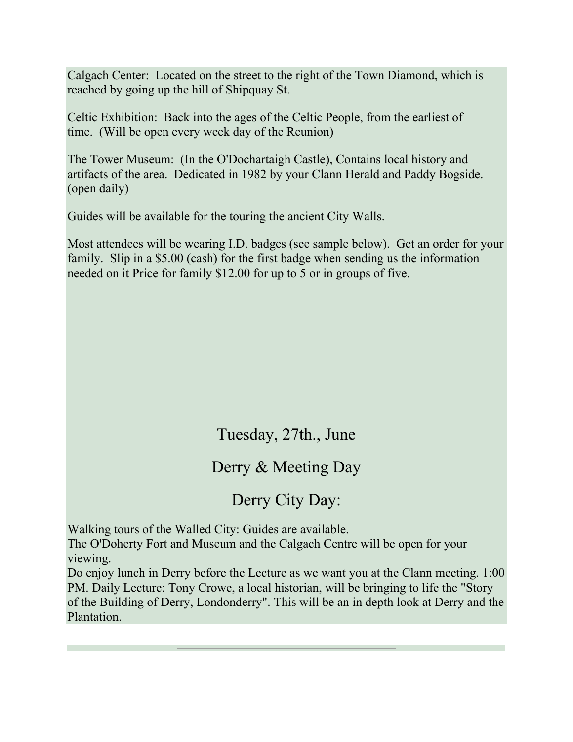Calgach Center: Located on the street to the right of the Town Diamond, which is reached by going up the hill of Shipquay St.

Celtic Exhibition: Back into the ages of the Celtic People, from the earliest of time. (Will be open every week day of the Reunion)

The Tower Museum: (In the O'Dochartaigh Castle), Contains local history and artifacts of the area. Dedicated in 1982 by your Clann Herald and Paddy Bogside. (open daily)

Guides will be available for the touring the ancient City Walls.

Most attendees will be wearing I.D. badges (see sample below). Get an order for your family. Slip in a $5.00 (cash) for the first badge when sending us the information needed on it Price for family $12.00 for up to 5 or in groups of five.

## Tuesday, 27th., June

## Derry & Meeting Day

## Derry City Day:

Walking tours of the Walled City: Guides are available.
The O'Doherty Fort and Museum and the Calgach Centre will be open for your viewing.
Do enjoy lunch in Derry before the Lecture as we want you at the Clann meeting. 1:00 PM. Daily Lecture: Tony Crowe, a local historian, will be bringing to life the "Story of the Building of Derry, Londonderry". This will be an in depth look at Derry and the Plantation.

---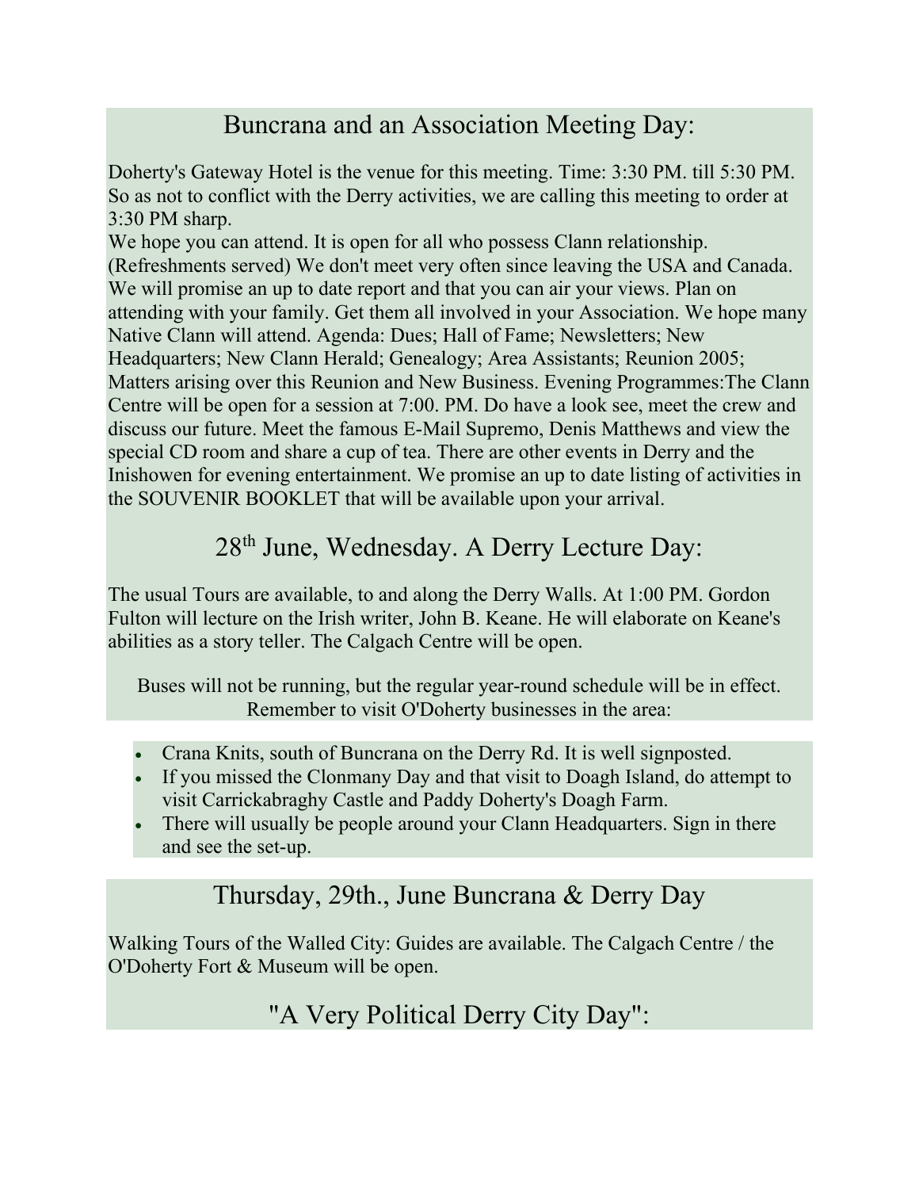## Buncrana and an Association Meeting Day:

Doherty's Gateway Hotel is the venue for this meeting. Time: 3:30 PM. till 5:30 PM. So as not to conflict with the Derry activities, we are calling this meeting to order at 3:30 PM sharp.
We hope you can attend. It is open for all who possess Clann relationship. (Refreshments served) We don't meet very often since leaving the USA and Canada. We will promise an up to date report and that you can air your views. Plan on attending with your family. Get them all involved in your Association. We hope many Native Clann will attend. Agenda: Dues; Hall of Fame; Newsletters; New Headquarters; New Clann Herald; Genealogy; Area Assistants; Reunion 2005; Matters arising over this Reunion and New Business. Evening Programmes:The Clann Centre will be open for a session at 7:00. PM. Do have a look see, meet the crew and discuss our future. Meet the famous E-Mail Supremo, Denis Matthews and view the special CD room and share a cup of tea. There are other events in Derry and the Inishowen for evening entertainment. We promise an up to date listing of activities in the SOUVENIR BOOKLET that will be available upon your arrival.

## 28th June, Wednesday. A Derry Lecture Day:

The usual Tours are available, to and along the Derry Walls. At 1:00 PM. Gordon Fulton will lecture on the Irish writer, John B. Keane. He will elaborate on Keane's abilities as a story teller. The Calgach Centre will be open.

Buses will not be running, but the regular year-round schedule will be in effect. Remember to visit O'Doherty businesses in the area:

- Crana Knits, south of Buncrana on the Derry Rd. It is well signposted.
- If you missed the Clonmany Day and that visit to Doagh Island, do attempt to visit Carrickabraghy Castle and Paddy Doherty's Doagh Farm.
- There will usually be people around your Clann Headquarters. Sign in there and see the set-up.

## Thursday, 29th., June Buncrana & Derry Day

Walking Tours of the Walled City: Guides are available. The Calgach Centre / the O'Doherty Fort & Museum will be open.

## "A Very Political Derry City Day":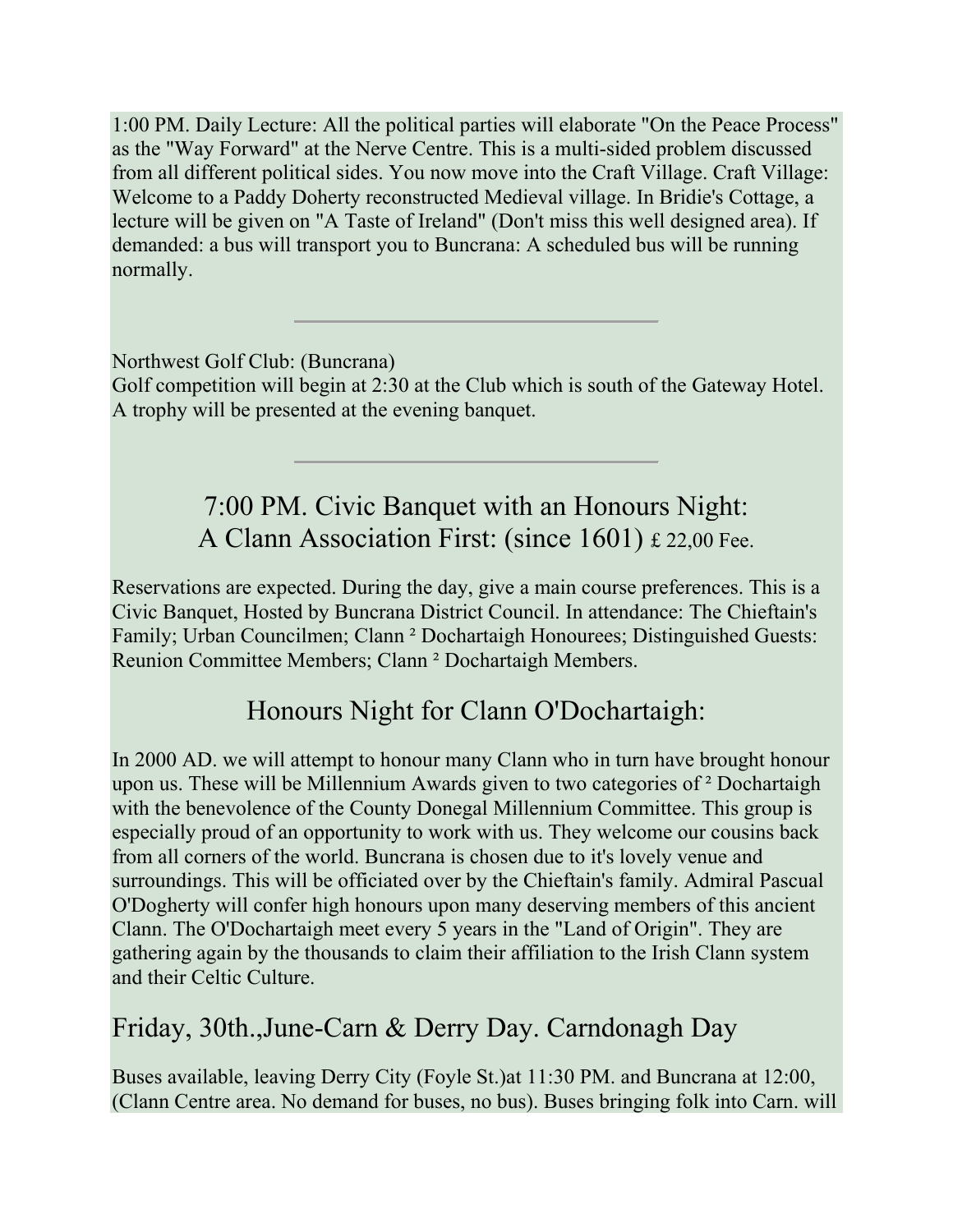1:00 PM. Daily Lecture: All the political parties will elaborate "On the Peace Process" as the "Way Forward" at the Nerve Centre. This is a multi-sided problem discussed from all different political sides. You now move into the Craft Village. Craft Village: Welcome to a Paddy Doherty reconstructed Medieval village. In Bridie's Cottage, a lecture will be given on "A Taste of Ireland" (Don't miss this well designed area). If demanded: a bus will transport you to Buncrana: A scheduled bus will be running normally.

---

Northwest Golf Club: (Buncrana)
Golf competition will begin at 2:30 at the Club which is south of the Gateway Hotel. A trophy will be presented at the evening banquet.

---

## 7:00 PM. Civic Banquet with an Honours Night: A Clann Association First: (since 1601) £ 22,00 Fee.

Reservations are expected. During the day, give a main course preferences. This is a Civic Banquet, Hosted by Buncrana District Council. In attendance: The Chieftain's Family; Urban Councilmen; Clann ² Dochartaigh Honourees; Distinguished Guests: Reunion Committee Members; Clann ² Dochartaigh Members.

## Honours Night for Clann O'Dochartaigh:

In 2000 AD. we will attempt to honour many Clann who in turn have brought honour upon us. These will be Millennium Awards given to two categories of ² Dochartaigh with the benevolence of the County Donegal Millennium Committee. This group is especially proud of an opportunity to work with us. They welcome our cousins back from all corners of the world. Buncrana is chosen due to it's lovely venue and surroundings. This will be officiated over by the Chieftain's family. Admiral Pascual O'Dogherty will confer high honours upon many deserving members of this ancient Clann. The O'Dochartaigh meet every 5 years in the "Land of Origin". They are gathering again by the thousands to claim their affiliation to the Irish Clann system and their Celtic Culture.

## Friday, 30th.,June-Carn & Derry Day. Carndonagh Day

Buses available, leaving Derry City (Foyle St.)at 11:30 PM. and Buncrana at 12:00, (Clann Centre area. No demand for buses, no bus). Buses bringing folk into Carn. will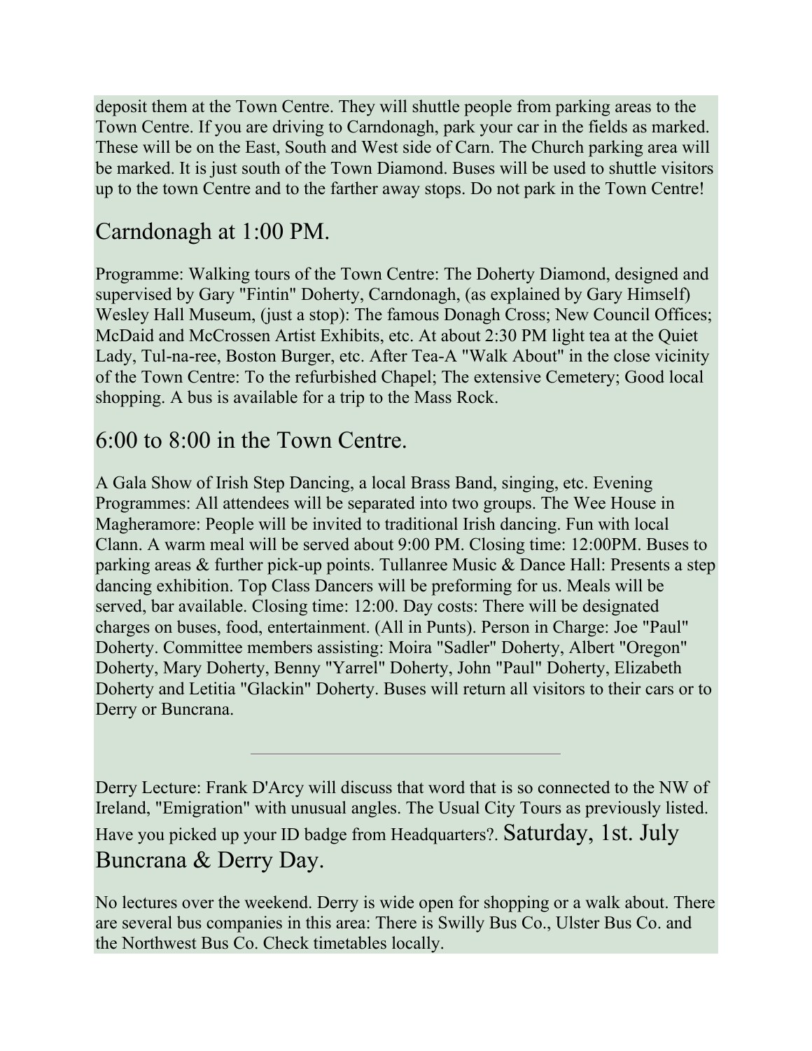deposit them at the Town Centre. They will shuttle people from parking areas to the Town Centre. If you are driving to Carndonagh, park your car in the fields as marked. These will be on the East, South and West side of Carn. The Church parking area will be marked. It is just south of the Town Diamond. Buses will be used to shuttle visitors up to the town Centre and to the farther away stops. Do not park in the Town Centre!

## Carndonagh at 1:00 PM.

Programme: Walking tours of the Town Centre: The Doherty Diamond, designed and supervised by Gary "Fintin" Doherty, Carndonagh, (as explained by Gary Himself) Wesley Hall Museum, (just a stop): The famous Donagh Cross; New Council Offices; McDaid and McCrossen Artist Exhibits, etc. At about 2:30 PM light tea at the Quiet Lady, Tul-na-ree, Boston Burger, etc. After Tea-A "Walk About" in the close vicinity of the Town Centre: To the refurbished Chapel; The extensive Cemetery; Good local shopping. A bus is available for a trip to the Mass Rock.

## 6:00 to 8:00 in the Town Centre.

A Gala Show of Irish Step Dancing, a local Brass Band, singing, etc. Evening Programmes: All attendees will be separated into two groups. The Wee House in Magheramore: People will be invited to traditional Irish dancing. Fun with local Clann. A warm meal will be served about 9:00 PM. Closing time: 12:00PM. Buses to parking areas & further pick-up points. Tullanree Music & Dance Hall: Presents a step dancing exhibition. Top Class Dancers will be preforming for us. Meals will be served, bar available. Closing time: 12:00. Day costs: There will be designated charges on buses, food, entertainment. (All in Punts). Person in Charge: Joe "Paul" Doherty. Committee members assisting: Moira "Sadler" Doherty, Albert "Oregon" Doherty, Mary Doherty, Benny "Yarrel" Doherty, John "Paul" Doherty, Elizabeth Doherty and Letitia "Glackin" Doherty. Buses will return all visitors to their cars or to Derry or Buncrana.

---

Derry Lecture: Frank D'Arcy will discuss that word that is so connected to the NW of Ireland, "Emigration" with unusual angles. The Usual City Tours as previously listed. Have you picked up your ID badge from Headquarters?.

## Saturday, 1st. July Buncrana & Derry Day.

No lectures over the weekend. Derry is wide open for shopping or a walk about. There are several bus companies in this area: There is Swilly Bus Co., Ulster Bus Co. and the Northwest Bus Co. Check timetables locally.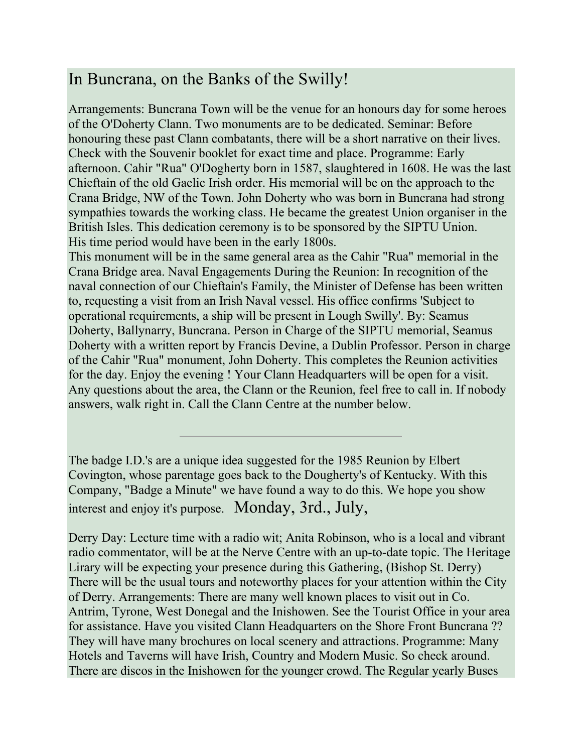# In Buncrana, on the Banks of the Swilly!

Arrangements: Buncrana Town will be the venue for an honours day for some heroes of the O'Doherty Clann. Two monuments are to be dedicated. Seminar: Before honouring these past Clann combatants, there will be a short narrative on their lives. Check with the Souvenir booklet for exact time and place. Programme: Early afternoon. Cahir "Rua" O'Dogherty born in 1587, slaughtered in 1608. He was the last Chieftain of the old Gaelic Irish order. His memorial will be on the approach to the Crana Bridge, NW of the Town. John Doherty who was born in Buncrana had strong sympathies towards the working class. He became the greatest Union organiser in the British Isles. This dedication ceremony is to be sponsored by the SIPTU Union. His time period would have been in the early 1800s.
This monument will be in the same general area as the Cahir "Rua" memorial in the Crana Bridge area. Naval Engagements During the Reunion: In recognition of the naval connection of our Chieftain's Family, the Minister of Defense has been written to, requesting a visit from an Irish Naval vessel. His office confirms 'Subject to operational requirements, a ship will be present in Lough Swilly'. By: Seamus Doherty, Ballynarry, Buncrana. Person in Charge of the SIPTU memorial, Seamus Doherty with a written report by Francis Devine, a Dublin Professor. Person in charge of the Cahir "Rua" monument, John Doherty. This completes the Reunion activities for the day. Enjoy the evening ! Your Clann Headquarters will be open for a visit. Any questions about the area, the Clann or the Reunion, feel free to call in. If nobody answers, walk right in. Call the Clann Centre at the number below.

---

The badge I.D.'s are a unique idea suggested for the 1985 Reunion by Elbert Covington, whose parentage goes back to the Dougherty's of Kentucky. With this Company, "Badge a Minute" we have found a way to do this. We hope you show interest and enjoy it's purpose.

## Monday, 3rd., July,

Derry Day: Lecture time with a radio wit; Anita Robinson, who is a local and vibrant radio commentator, will be at the Nerve Centre with an up-to-date topic. The Heritage Lirary will be expecting your presence during this Gathering, (Bishop St. Derry) There will be the usual tours and noteworthy places for your attention within the City of Derry. Arrangements: There are many well known places to visit out in Co. Antrim, Tyrone, West Donegal and the Inishowen. See the Tourist Office in your area for assistance. Have you visited Clann Headquarters on the Shore Front Buncrana ?? They will have many brochures on local scenery and attractions. Programme: Many Hotels and Taverns will have Irish, Country and Modern Music. So check around. There are discos in the Inishowen for the younger crowd. The Regular yearly Buses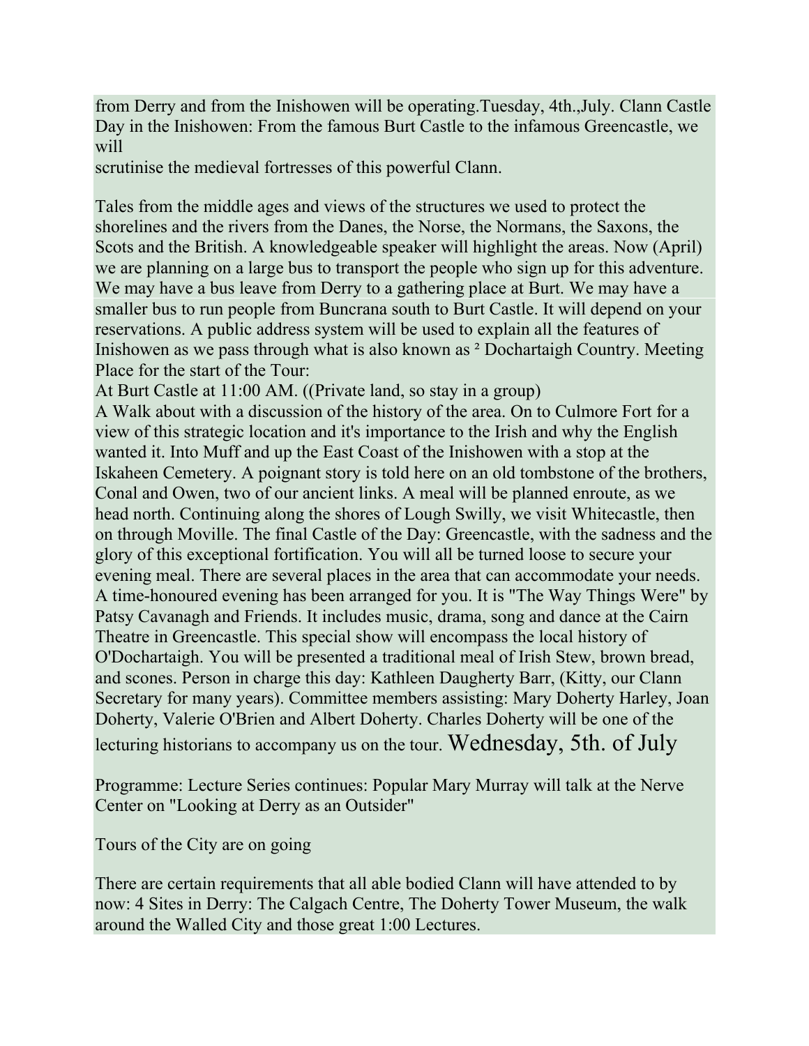from Derry and from the Inishowen will be operating.Tuesday, 4th.,July. Clann Castle Day in the Inishowen: From the famous Burt Castle to the infamous Greencastle, we will
scrutinise the medieval fortresses of this powerful Clann.

Tales from the middle ages and views of the structures we used to protect the shorelines and the rivers from the Danes, the Norse, the Normans, the Saxons, the Scots and the British. A knowledgeable speaker will highlight the areas. Now (April) we are planning on a large bus to transport the people who sign up for this adventure. We may have a bus leave from Derry to a gathering place at Burt. We may have a smaller bus to run people from Buncrana south to Burt Castle. It will depend on your reservations. A public address system will be used to explain all the features of Inishowen as we pass through what is also known as ² Dochartaigh Country. Meeting Place for the start of the Tour:
At Burt Castle at 11:00 AM. ((Private land, so stay in a group)
A Walk about with a discussion of the history of the area. On to Culmore Fort for a view of this strategic location and it's importance to the Irish and why the English wanted it. Into Muff and up the East Coast of the Inishowen with a stop at the Iskaheen Cemetery. A poignant story is told here on an old tombstone of the brothers, Conal and Owen, two of our ancient links. A meal will be planned enroute, as we head north. Continuing along the shores of Lough Swilly, we visit Whitecastle, then on through Moville. The final Castle of the Day: Greencastle, with the sadness and the glory of this exceptional fortification. You will all be turned loose to secure your evening meal. There are several places in the area that can accommodate your needs. A time-honoured evening has been arranged for you. It is "The Way Things Were" by Patsy Cavanagh and Friends. It includes music, drama, song and dance at the Cairn Theatre in Greencastle. This special show will encompass the local history of O'Dochartaigh. You will be presented a traditional meal of Irish Stew, brown bread, and scones. Person in charge this day: Kathleen Daugherty Barr, (Kitty, our Clann Secretary for many years). Committee members assisting: Mary Doherty Harley, Joan Doherty, Valerie O'Brien and Albert Doherty. Charles Doherty will be one of the lecturing historians to accompany us on the tour. Wednesday, 5th. of July

Programme: Lecture Series continues: Popular Mary Murray will talk at the Nerve Center on "Looking at Derry as an Outsider"

Tours of the City are on going

There are certain requirements that all able bodied Clann will have attended to by now: 4 Sites in Derry: The Calgach Centre, The Doherty Tower Museum, the walk around the Walled City and those great 1:00 Lectures.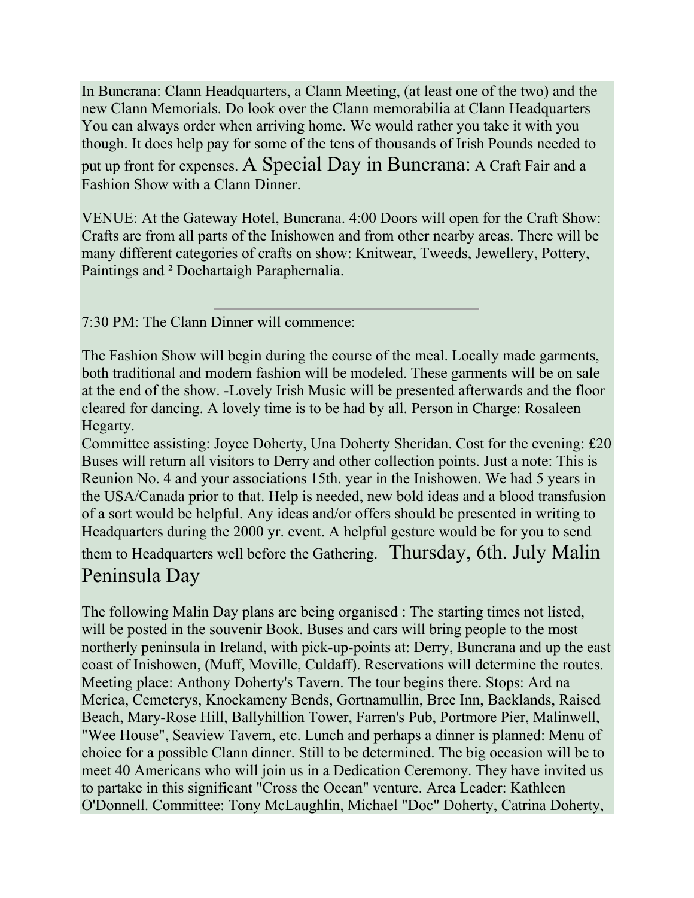In Buncrana: Clann Headquarters, a Clann Meeting, (at least one of the two) and the new Clann Memorials. Do look over the Clann memorabilia at Clann Headquarters You can always order when arriving home. We would rather you take it with you though. It does help pay for some of the tens of thousands of Irish Pounds needed to put up front for expenses.

## A Special Day in Buncrana: A Craft Fair and a Fashion Show with a Clann Dinner.

VENUE: At the Gateway Hotel, Buncrana. 4:00 Doors will open for the Craft Show: Crafts are from all parts of the Inishowen and from other nearby areas. There will be many different categories of crafts on show: Knitwear, Tweeds, Jewellery, Pottery, Paintings and ² Dochartaigh Paraphernalia.

---

7:30 PM: The Clann Dinner will commence:

The Fashion Show will begin during the course of the meal. Locally made garments, both traditional and modern fashion will be modeled. These garments will be on sale at the end of the show. -Lovely Irish Music will be presented afterwards and the floor cleared for dancing. A lovely time is to be had by all. Person in Charge: Rosaleen Hegarty.
Committee assisting: Joyce Doherty, Una Doherty Sheridan. Cost for the evening: £20 Buses will return all visitors to Derry and other collection points. Just a note: This is Reunion No. 4 and your associations 15th. year in the Inishowen. We had 5 years in the USA/Canada prior to that. Help is needed, new bold ideas and a blood transfusion of a sort would be helpful. Any ideas and/or offers should be presented in writing to Headquarters during the 2000 yr. event. A helpful gesture would be for you to send them to Headquarters well before the Gathering.

## Thursday, 6th. July Malin Peninsula Day

The following Malin Day plans are being organised : The starting times not listed, will be posted in the souvenir Book. Buses and cars will bring people to the most northerly peninsula in Ireland, with pick-up-points at: Derry, Buncrana and up the east coast of Inishowen, (Muff, Moville, Culdaff). Reservations will determine the routes. Meeting place: Anthony Doherty's Tavern. The tour begins there. Stops: Ard na Merica, Cemeterys, Knockameny Bends, Gortnamullin, Bree Inn, Backlands, Raised Beach, Mary-Rose Hill, Ballyhillion Tower, Farren's Pub, Portmore Pier, Malinwell, "Wee House", Seaview Tavern, etc. Lunch and perhaps a dinner is planned: Menu of choice for a possible Clann dinner. Still to be determined. The big occasion will be to meet 40 Americans who will join us in a Dedication Ceremony. They have invited us to partake in this significant "Cross the Ocean" venture. Area Leader: Kathleen O'Donnell. Committee: Tony McLaughlin, Michael "Doc" Doherty, Catrina Doherty,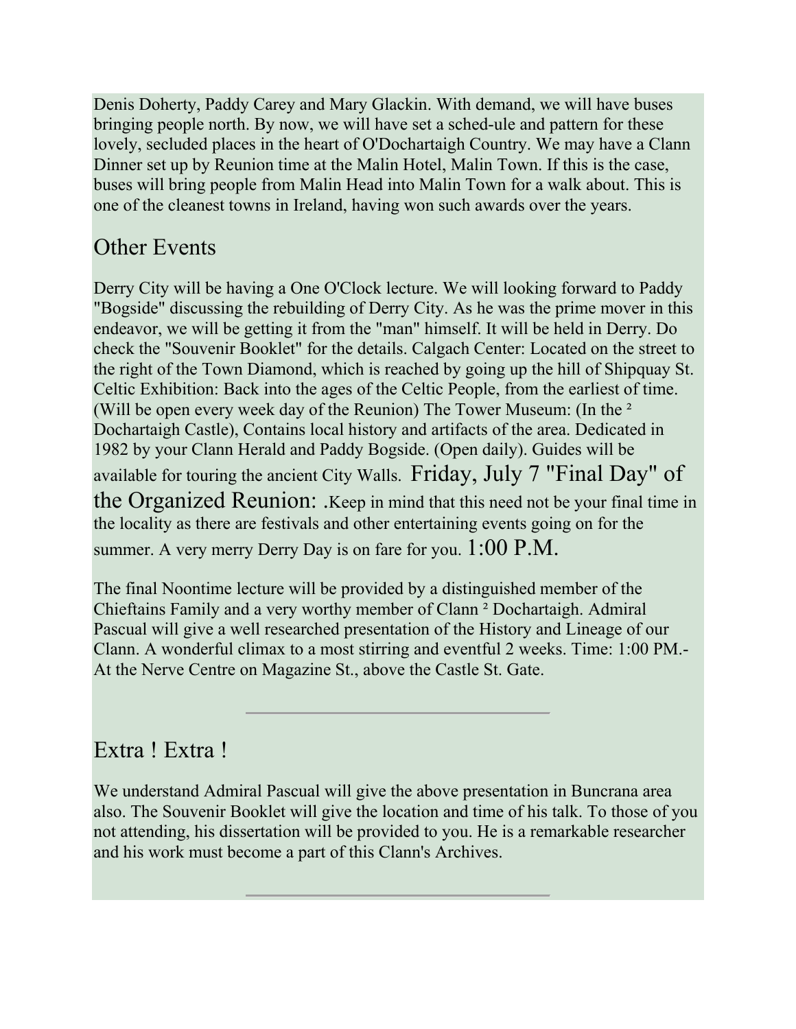Denis Doherty, Paddy Carey and Mary Glackin. With demand, we will have buses bringing people north. By now, we will have set a sched-ule and pattern for these lovely, secluded places in the heart of O'Dochartaigh Country. We may have a Clann Dinner set up by Reunion time at the Malin Hotel, Malin Town. If this is the case, buses will bring people from Malin Head into Malin Town for a walk about. This is one of the cleanest towns in Ireland, having won such awards over the years.

## Other Events

Derry City will be having a One O'Clock lecture. We will looking forward to Paddy "Bogside" discussing the rebuilding of Derry City. As he was the prime mover in this endeavor, we will be getting it from the "man" himself. It will be held in Derry. Do check the "Souvenir Booklet" for the details. Calgach Center: Located on the street to the right of the Town Diamond, which is reached by going up the hill of Shipquay St. Celtic Exhibition: Back into the ages of the Celtic People, from the earliest of time. (Will be open every week day of the Reunion) The Tower Museum: (In the ² Dochartaigh Castle), Contains local history and artifacts of the area. Dedicated in 1982 by your Clann Herald and Paddy Bogside. (Open daily). Guides will be available for touring the ancient City Walls. **Friday, July 7 "Final Day" of the Organized Reunion:** .Keep in mind that this need not be your final time in the locality as there are festivals and other entertaining events going on for the summer. A very merry Derry Day is on fare for you. **1:00 P.M.**

The final Noontime lecture will be provided by a distinguished member of the Chieftains Family and a very worthy member of Clann ² Dochartaigh. Admiral Pascual will give a well researched presentation of the History and Lineage of our Clann. A wonderful climax to a most stirring and eventful 2 weeks. Time: 1:00 PM.- At the Nerve Centre on Magazine St., above the Castle St. Gate.

---

## Extra ! Extra !

We understand Admiral Pascual will give the above presentation in Buncrana area also. The Souvenir Booklet will give the location and time of his talk. To those of you not attending, his dissertation will be provided to you. He is a remarkable researcher and his work must become a part of this Clann's Archives.

---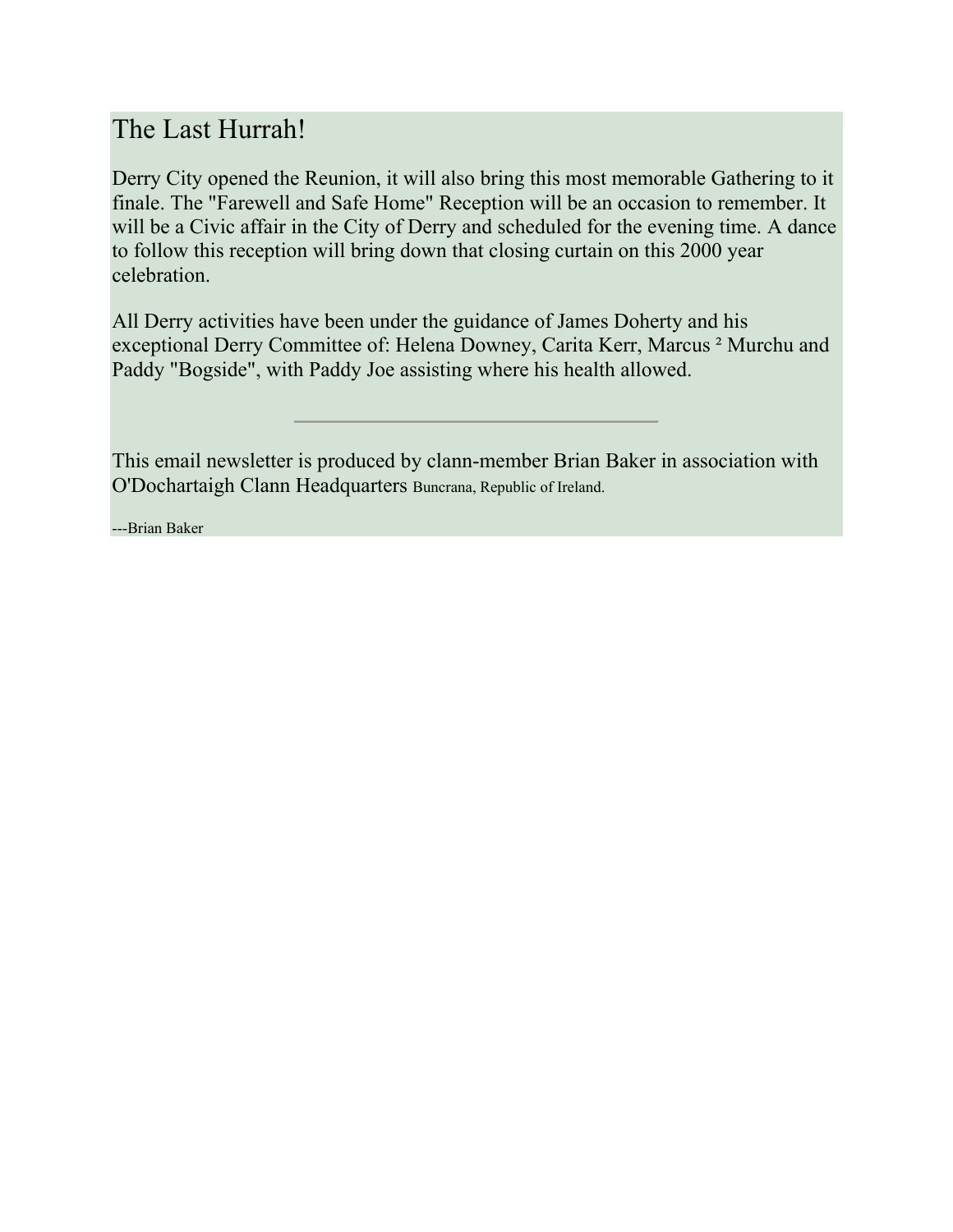## The Last Hurrah!

Derry City opened the Reunion, it will also bring this most memorable Gathering to it finale. The "Farewell and Safe Home" Reception will be an occasion to remember. It will be a Civic affair in the City of Derry and scheduled for the evening time. A dance to follow this reception will bring down that closing curtain on this 2000 year celebration.

All Derry activities have been under the guidance of James Doherty and his exceptional Derry Committee of: Helena Downey, Carita Kerr, Marcus ² Murchu and Paddy "Bogside", with Paddy Joe assisting where his health allowed.

---

This email newsletter is produced by clann-member Brian Baker in association with O'Dochartaigh Clann Headquarters Buncrana, Republic of Ireland.

---Brian Baker